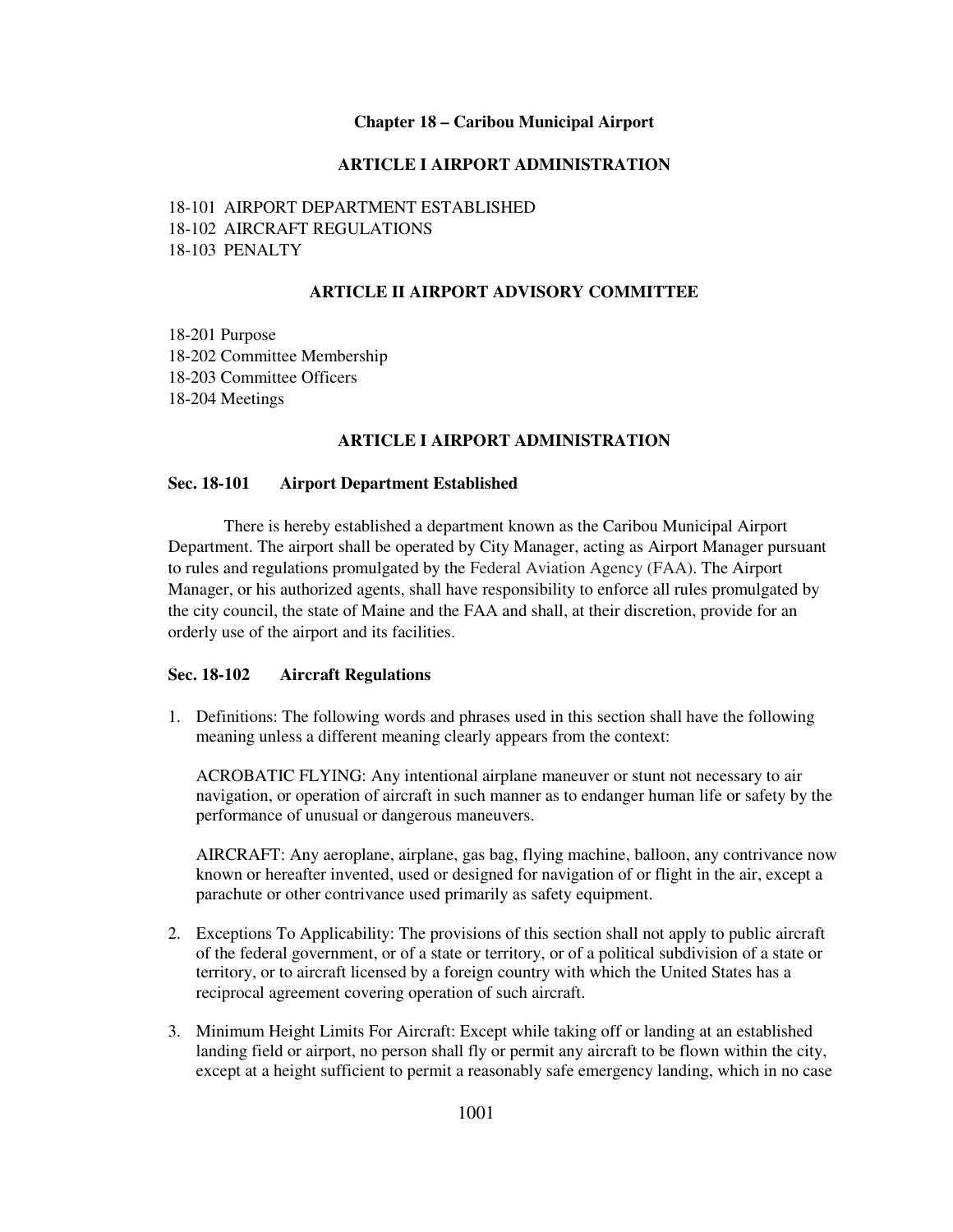# Chapter 18 – Caribou Municipal Airport

## ARTICLE I AIRPORT ADMINISTRATION

18-101 AIRPORT DEPARTMENT ESTABLISHED
18-102 AIRCRAFT REGULATIONS
18-103 PENALTY

## ARTICLE II AIRPORT ADVISORY COMMITTEE

18-201 Purpose
18-202 Committee Membership
18-203 Committee Officers
18-204 Meetings

## ARTICLE I AIRPORT ADMINISTRATION

### Sec. 18-101 Airport Department Established

There is hereby established a department known as the Caribou Municipal Airport Department. The airport shall be operated by City Manager, acting as Airport Manager pursuant to rules and regulations promulgated by the Federal Aviation Agency (FAA). The Airport Manager, or his authorized agents, shall have responsibility to enforce all rules promulgated by the city council, the state of Maine and the FAA and shall, at their discretion, provide for an orderly use of the airport and its facilities.

### Sec. 18-102 Aircraft Regulations

1. Definitions: The following words and phrases used in this section shall have the following meaning unless a different meaning clearly appears from the context:

   ACROBATIC FLYING: Any intentional airplane maneuver or stunt not necessary to air navigation, or operation of aircraft in such manner as to endanger human life or safety by the performance of unusual or dangerous maneuvers.

   AIRCRAFT: Any aeroplane, airplane, gas bag, flying machine, balloon, any contrivance now known or hereafter invented, used or designed for navigation of or flight in the air, except a parachute or other contrivance used primarily as safety equipment.

2. Exceptions To Applicability: The provisions of this section shall not apply to public aircraft of the federal government, or of a state or territory, or of a political subdivision of a state or territory, or to aircraft licensed by a foreign country with which the United States has a reciprocal agreement covering operation of such aircraft.

3. Minimum Height Limits For Aircraft: Except while taking off or landing at an established landing field or airport, no person shall fly or permit any aircraft to be flown within the city, except at a height sufficient to permit a reasonably safe emergency landing, which in no case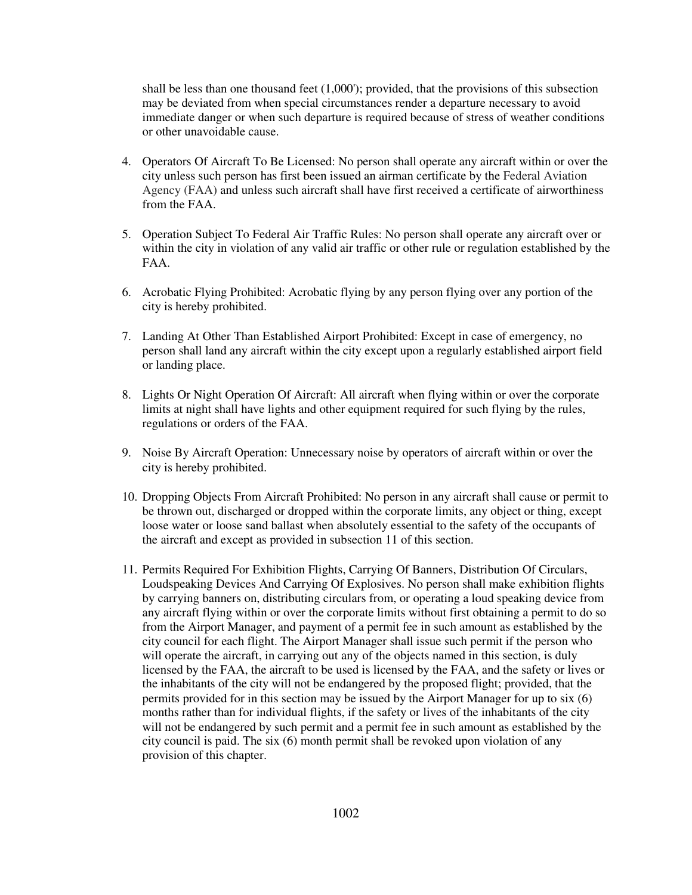shall be less than one thousand feet (1,000'); provided, that the provisions of this subsection may be deviated from when special circumstances render a departure necessary to avoid immediate danger or when such departure is required because of stress of weather conditions or other unavoidable cause.

4. Operators Of Aircraft To Be Licensed: No person shall operate any aircraft within or over the city unless such person has first been issued an airman certificate by the Federal Aviation Agency (FAA) and unless such aircraft shall have first received a certificate of airworthiness from the FAA.

5. Operation Subject To Federal Air Traffic Rules: No person shall operate any aircraft over or within the city in violation of any valid air traffic or other rule or regulation established by the FAA.

6. Acrobatic Flying Prohibited: Acrobatic flying by any person flying over any portion of the city is hereby prohibited.

7. Landing At Other Than Established Airport Prohibited: Except in case of emergency, no person shall land any aircraft within the city except upon a regularly established airport field or landing place.

8. Lights Or Night Operation Of Aircraft: All aircraft when flying within or over the corporate limits at night shall have lights and other equipment required for such flying by the rules, regulations or orders of the FAA.

9. Noise By Aircraft Operation: Unnecessary noise by operators of aircraft within or over the city is hereby prohibited.

10. Dropping Objects From Aircraft Prohibited: No person in any aircraft shall cause or permit to be thrown out, discharged or dropped within the corporate limits, any object or thing, except loose water or loose sand ballast when absolutely essential to the safety of the occupants of the aircraft and except as provided in subsection 11 of this section.

11. Permits Required For Exhibition Flights, Carrying Of Banners, Distribution Of Circulars, Loudspeaking Devices And Carrying Of Explosives. No person shall make exhibition flights by carrying banners on, distributing circulars from, or operating a loud speaking device from any aircraft flying within or over the corporate limits without first obtaining a permit to do so from the Airport Manager, and payment of a permit fee in such amount as established by the city council for each flight. The Airport Manager shall issue such permit if the person who will operate the aircraft, in carrying out any of the objects named in this section, is duly licensed by the FAA, the aircraft to be used is licensed by the FAA, and the safety or lives or the inhabitants of the city will not be endangered by the proposed flight; provided, that the permits provided for in this section may be issued by the Airport Manager for up to six (6) months rather than for individual flights, if the safety or lives of the inhabitants of the city will not be endangered by such permit and a permit fee in such amount as established by the city council is paid. The six (6) month permit shall be revoked upon violation of any provision of this chapter.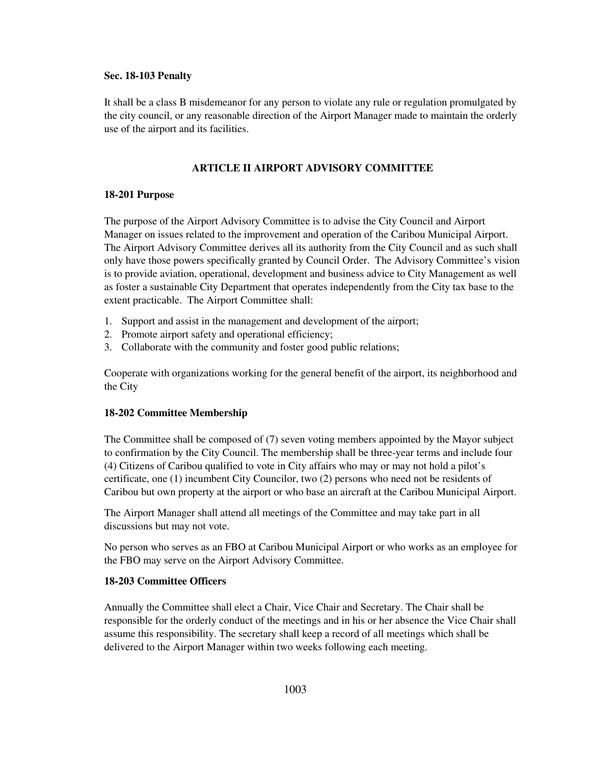**Sec. 18-103 Penalty**

It shall be a class B misdemeanor for any person to violate any rule or regulation promulgated by the city council, or any reasonable direction of the Airport Manager made to maintain the orderly use of the airport and its facilities.

## ARTICLE II AIRPORT ADVISORY COMMITTEE

**18-201 Purpose**

The purpose of the Airport Advisory Committee is to advise the City Council and Airport Manager on issues related to the improvement and operation of the Caribou Municipal Airport. The Airport Advisory Committee derives all its authority from the City Council and as such shall only have those powers specifically granted by Council Order. The Advisory Committee's vision is to provide aviation, operational, development and business advice to City Management as well as foster a sustainable City Department that operates independently from the City tax base to the extent practicable. The Airport Committee shall:

1. Support and assist in the management and development of the airport;
2. Promote airport safety and operational efficiency;
3. Collaborate with the community and foster good public relations;

Cooperate with organizations working for the general benefit of the airport, its neighborhood and the City

**18-202 Committee Membership**

The Committee shall be composed of (7) seven voting members appointed by the Mayor subject to confirmation by the City Council. The membership shall be three-year terms and include four (4) Citizens of Caribou qualified to vote in City affairs who may or may not hold a pilot's certificate, one (1) incumbent City Councilor, two (2) persons who need not be residents of Caribou but own property at the airport or who base an aircraft at the Caribou Municipal Airport.

The Airport Manager shall attend all meetings of the Committee and may take part in all discussions but may not vote.

No person who serves as an FBO at Caribou Municipal Airport or who works as an employee for the FBO may serve on the Airport Advisory Committee.

**18-203 Committee Officers**

Annually the Committee shall elect a Chair, Vice Chair and Secretary. The Chair shall be responsible for the orderly conduct of the meetings and in his or her absence the Vice Chair shall assume this responsibility. The secretary shall keep a record of all meetings which shall be delivered to the Airport Manager within two weeks following each meeting.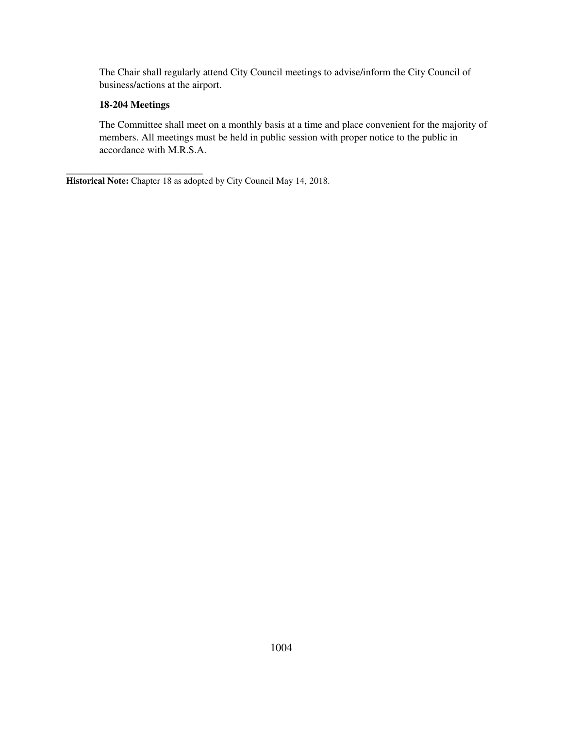The Chair shall regularly attend City Council meetings to advise/inform the City Council of business/actions at the airport.

**18-204 Meetings**

The Committee shall meet on a monthly basis at a time and place convenient for the majority of members. All meetings must be held in public session with proper notice to the public in accordance with M.R.S.A.

---

**Historical Note:** Chapter 18 as adopted by City Council May 14, 2018.